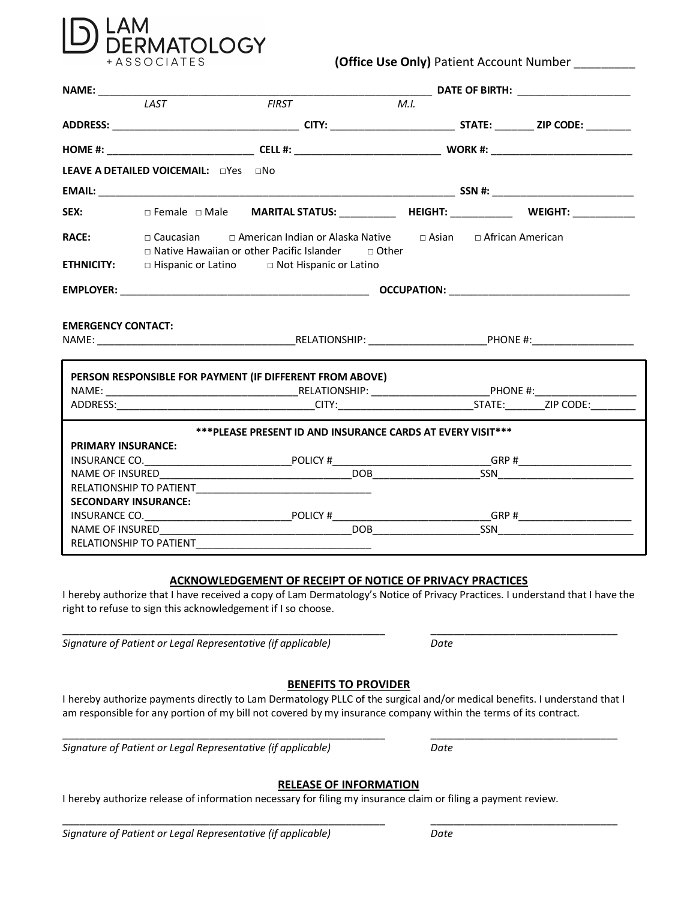# LAM DERMATOLOGY + ASSOCIATES

**(Office Use Only)** Patient Account Number _________

**NAME:** ____________________________________________________________ **DATE OF BIRTH:** ____________________
*LAST* *FIRST* *M.I.*

**ADDRESS:** _________________________________ **CITY:** ______________________ **STATE:** _______ **ZIP CODE:** ________

**HOME #:** __________________________ **CELL #:** __________________________ **WORK #:** __________________________

**LEAVE A DETAILED VOICEMAIL:** □Yes □No

**EMAIL:** _________________________________________________________________ **SSN #:** _________________________

**SEX:** □ Female □ Male **MARITAL STATUS:** __________ **HEIGHT:** ___________ **WEIGHT:** ___________

**RACE:** □ Caucasian □ American Indian or Alaska Native □ Asian □ African American
□ Native Hawaiian or other Pacific Islander □ Other

**ETHNICITY:** □ Hispanic or Latino □ Not Hispanic or Latino

**EMPLOYER:** _____________________________________________ **OCCUPATION:** ________________________________

**EMERGENCY CONTACT:**
NAME: ___________________________________RELATIONSHIP: _____________________PHONE #:__________________

**PERSON RESPONSIBLE FOR PAYMENT (IF DIFFERENT FROM ABOVE)**
NAME: ___________________________________RELATIONSHIP: _____________________PHONE #:__________________
ADDRESS:___________________________________CITY:________________________STATE:_______ZIP CODE:________

**\*\*\*PLEASE PRESENT ID AND INSURANCE CARDS AT EVERY VISIT\*\*\***

**PRIMARY INSURANCE:**
INSURANCE CO.__________________________POLICY #___________________________GRP #_____________________
NAME OF INSURED__________________________________DOB___________________SSN________________________
RELATIONSHIP TO PATIENT_______________________________

**SECONDARY INSURANCE:**
INSURANCE CO.__________________________POLICY #___________________________GRP #_____________________
NAME OF INSURED__________________________________DOB___________________SSN________________________
RELATIONSHIP TO PATIENT_______________________________

## ACKNOWLEDGEMENT OF RECEIPT OF NOTICE OF PRIVACY PRACTICES

I hereby authorize that I have received a copy of Lam Dermatology's Notice of Privacy Practices. I understand that I have the right to refuse to sign this acknowledgement if I so choose.

_________________________________________________________ _________________________________
*Signature of Patient or Legal Representative (if applicable)* *Date*

## BENEFITS TO PROVIDER

I hereby authorize payments directly to Lam Dermatology PLLC of the surgical and/or medical benefits. I understand that I am responsible for any portion of my bill not covered by my insurance company within the terms of its contract.

_________________________________________________________ _________________________________
*Signature of Patient or Legal Representative (if applicable)* *Date*

## RELEASE OF INFORMATION

I hereby authorize release of information necessary for filing my insurance claim or filing a payment review.

_________________________________________________________ _________________________________
*Signature of Patient or Legal Representative (if applicable)* *Date*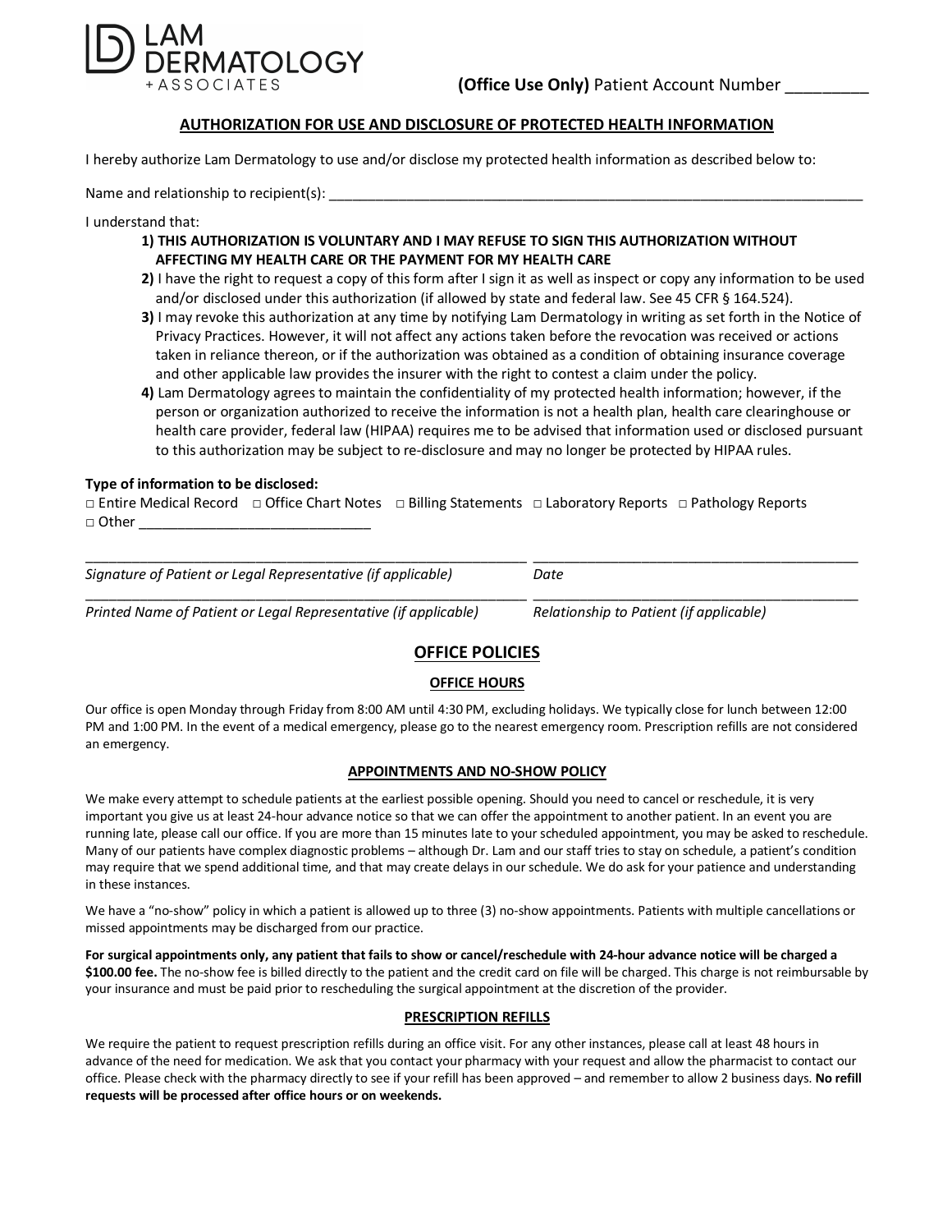LAM DERMATOLOGY + ASSOCIATES

**(Office Use Only)** Patient Account Number _________

## AUTHORIZATION FOR USE AND DISCLOSURE OF PROTECTED HEALTH INFORMATION

I hereby authorize Lam Dermatology to use and/or disclose my protected health information as described below to:

Name and relationship to recipient(s): ______________________________________________________________________

I understand that:

1) **THIS AUTHORIZATION IS VOLUNTARY AND I MAY REFUSE TO SIGN THIS AUTHORIZATION WITHOUT AFFECTING MY HEALTH CARE OR THE PAYMENT FOR MY HEALTH CARE**
2) I have the right to request a copy of this form after I sign it as well as inspect or copy any information to be used and/or disclosed under this authorization (if allowed by state and federal law. See 45 CFR § 164.524).
3) I may revoke this authorization at any time by notifying Lam Dermatology in writing as set forth in the Notice of Privacy Practices. However, it will not affect any actions taken before the revocation was received or actions taken in reliance thereon, or if the authorization was obtained as a condition of obtaining insurance coverage and other applicable law provides the insurer with the right to contest a claim under the policy.
4) Lam Dermatology agrees to maintain the confidentiality of my protected health information; however, if the person or organization authorized to receive the information is not a health plan, health care clearinghouse or health care provider, federal law (HIPAA) requires me to be advised that information used or disclosed pursuant to this authorization may be subject to re-disclosure and may no longer be protected by HIPAA rules.

**Type of information to be disclosed:**

□ Entire Medical Record □ Office Chart Notes □ Billing Statements □ Laboratory Reports □ Pathology Reports
□ Other ______________________________

_______________________________________________________ ____________________________________________
*Signature of Patient or Legal Representative (if applicable)* *Date*

_______________________________________________________ ____________________________________________
*Printed Name of Patient or Legal Representative (if applicable)* *Relationship to Patient (if applicable)*

## OFFICE POLICIES

### OFFICE HOURS

Our office is open Monday through Friday from 8:00 AM until 4:30 PM, excluding holidays. We typically close for lunch between 12:00 PM and 1:00 PM. In the event of a medical emergency, please go to the nearest emergency room. Prescription refills are not considered an emergency.

### APPOINTMENTS AND NO-SHOW POLICY

We make every attempt to schedule patients at the earliest possible opening. Should you need to cancel or reschedule, it is very important you give us at least 24-hour advance notice so that we can offer the appointment to another patient. In an event you are running late, please call our office. If you are more than 15 minutes late to your scheduled appointment, you may be asked to reschedule. Many of our patients have complex diagnostic problems – although Dr. Lam and our staff tries to stay on schedule, a patient's condition may require that we spend additional time, and that may create delays in our schedule. We do ask for your patience and understanding in these instances.

We have a "no-show" policy in which a patient is allowed up to three (3) no-show appointments. Patients with multiple cancellations or missed appointments may be discharged from our practice.

**For surgical appointments only, any patient that fails to show or cancel/reschedule with 24-hour advance notice will be charged a $100.00 fee.** The no-show fee is billed directly to the patient and the credit card on file will be charged. This charge is not reimbursable by your insurance and must be paid prior to rescheduling the surgical appointment at the discretion of the provider.

### PRESCRIPTION REFILLS

We require the patient to request prescription refills during an office visit. For any other instances, please call at least 48 hours in advance of the need for medication. We ask that you contact your pharmacy with your request and allow the pharmacist to contact our office. Please check with the pharmacy directly to see if your refill has been approved – and remember to allow 2 business days. **No refill requests will be processed after office hours or on weekends.**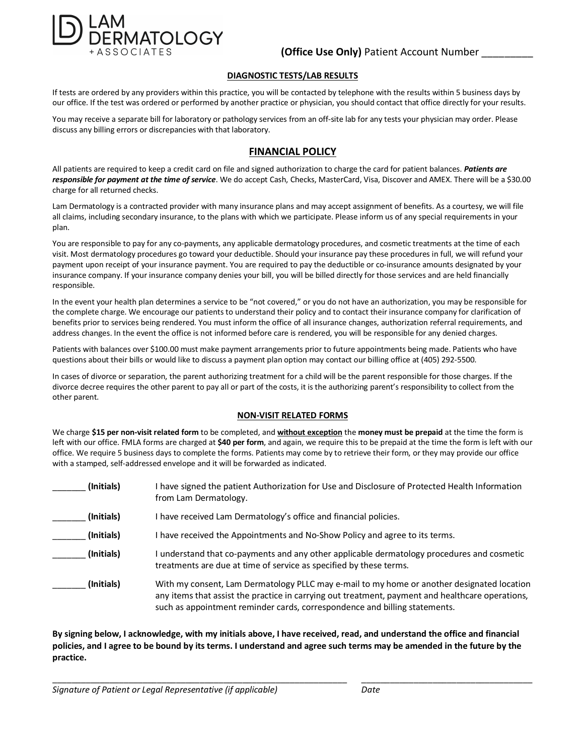LAM DERMATOLOGY + ASSOCIATES

**(Office Use Only)** Patient Account Number _________

### DIAGNOSTIC TESTS/LAB RESULTS

If tests are ordered by any providers within this practice, you will be contacted by telephone with the results within 5 business days by our office. If the test was ordered or performed by another practice or physician, you should contact that office directly for your results.

You may receive a separate bill for laboratory or pathology services from an off-site lab for any tests your physician may order. Please discuss any billing errors or discrepancies with that laboratory.

## FINANCIAL POLICY

All patients are required to keep a credit card on file and signed authorization to charge the card for patient balances. ***Patients are responsible for payment at the time of service***. We do accept Cash, Checks, MasterCard, Visa, Discover and AMEX. There will be a $30.00 charge for all returned checks.

Lam Dermatology is a contracted provider with many insurance plans and may accept assignment of benefits. As a courtesy, we will file all claims, including secondary insurance, to the plans with which we participate. Please inform us of any special requirements in your plan.

You are responsible to pay for any co-payments, any applicable dermatology procedures, and cosmetic treatments at the time of each visit. Most dermatology procedures go toward your deductible. Should your insurance pay these procedures in full, we will refund your payment upon receipt of your insurance payment. You are required to pay the deductible or co-insurance amounts designated by your insurance company. If your insurance company denies your bill, you will be billed directly for those services and are held financially responsible.

In the event your health plan determines a service to be "not covered," or you do not have an authorization, you may be responsible for the complete charge. We encourage our patients to understand their policy and to contact their insurance company for clarification of benefits prior to services being rendered. You must inform the office of all insurance changes, authorization referral requirements, and address changes. In the event the office is not informed before care is rendered, you will be responsible for any denied charges.

Patients with balances over $100.00 must make payment arrangements prior to future appointments being made. Patients who have questions about their bills or would like to discuss a payment plan option may contact our billing office at (405) 292-5500.

In cases of divorce or separation, the parent authorizing treatment for a child will be the parent responsible for those charges. If the divorce decree requires the other parent to pay all or part of the costs, it is the authorizing parent's responsibility to collect from the other parent.

### NON-VISIT RELATED FORMS

We charge **$15 per non-visit related form** to be completed, and **without exception** the **money must be prepaid** at the time the form is left with our office. FMLA forms are charged at **$40 per form**, and again, we require this to be prepaid at the time the form is left with our office. We require 5 business days to complete the forms. Patients may come by to retrieve their form, or they may provide our office with a stamped, self-addressed envelope and it will be forwarded as indicated.

_______ **(Initials)** I have signed the patient Authorization for Use and Disclosure of Protected Health Information from Lam Dermatology.

_______ **(Initials)** I have received Lam Dermatology's office and financial policies.

_______ **(Initials)** I have received the Appointments and No-Show Policy and agree to its terms.

_______ **(Initials)** I understand that co-payments and any other applicable dermatology procedures and cosmetic treatments are due at time of service as specified by these terms.

_______ **(Initials)** With my consent, Lam Dermatology PLLC may e-mail to my home or another designated location any items that assist the practice in carrying out treatment, payment and healthcare operations, such as appointment reminder cards, correspondence and billing statements.

**By signing below, I acknowledge, with my initials above, I have received, read, and understand the office and financial policies, and I agree to be bound by its terms. I understand and agree such terms may be amended in the future by the practice.**

_______________________________________________ _______________________________

*Signature of Patient or Legal Representative (if applicable)* *Date*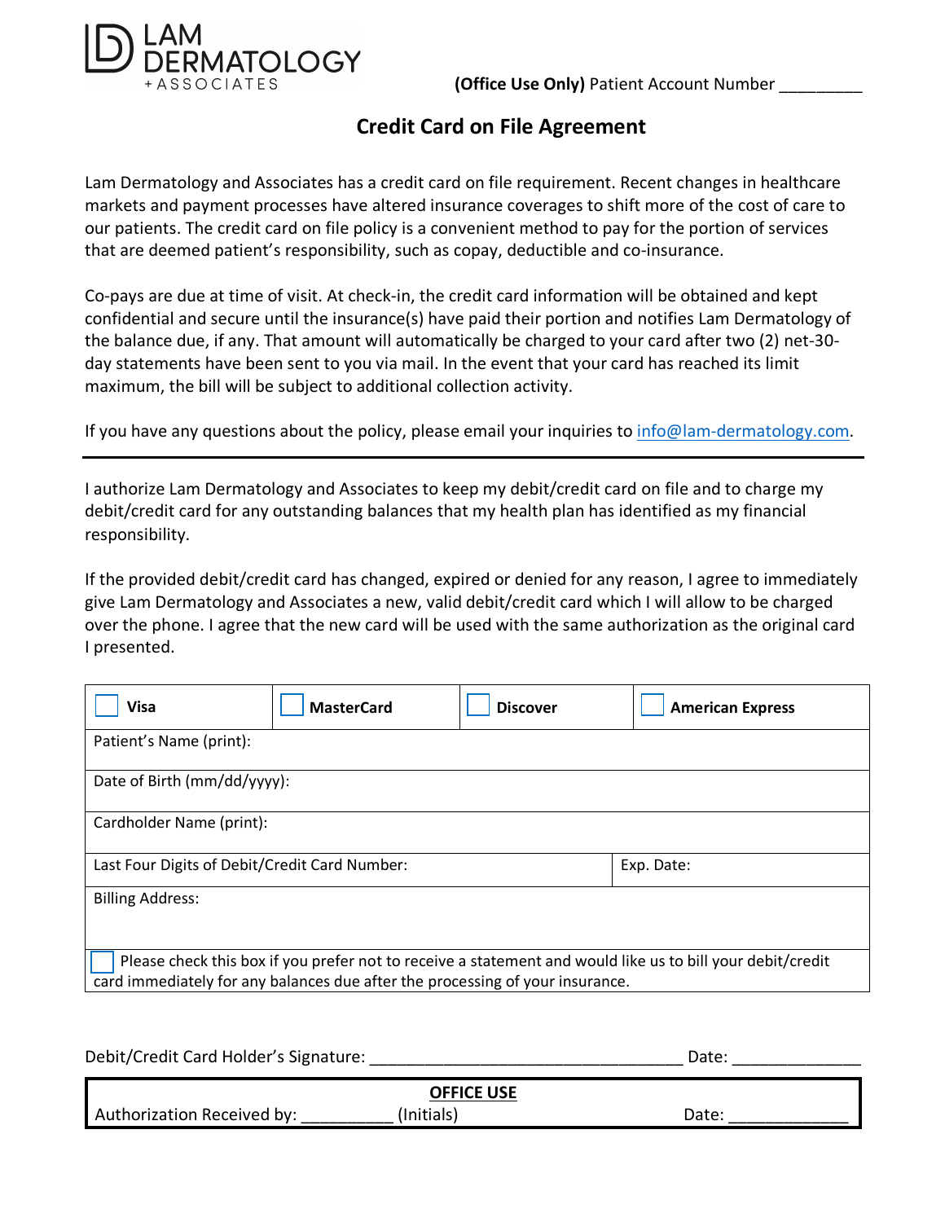LAM DERMATOLOGY + ASSOCIATES

**(Office Use Only)** Patient Account Number _________

# Credit Card on File Agreement

Lam Dermatology and Associates has a credit card on file requirement. Recent changes in healthcare markets and payment processes have altered insurance coverages to shift more of the cost of care to our patients. The credit card on file policy is a convenient method to pay for the portion of services that are deemed patient's responsibility, such as copay, deductible and co-insurance.

Co-pays are due at time of visit. At check-in, the credit card information will be obtained and kept confidential and secure until the insurance(s) have paid their portion and notifies Lam Dermatology of the balance due, if any. That amount will automatically be charged to your card after two (2) net-30-day statements have been sent to you via mail. In the event that your card has reached its limit maximum, the bill will be subject to additional collection activity.

If you have any questions about the policy, please email your inquiries to info@lam-dermatology.com.

---

I authorize Lam Dermatology and Associates to keep my debit/credit card on file and to charge my debit/credit card for any outstanding balances that my health plan has identified as my financial responsibility.

If the provided debit/credit card has changed, expired or denied for any reason, I agree to immediately give Lam Dermatology and Associates a new, valid debit/credit card which I will allow to be charged over the phone. I agree that the new card will be used with the same authorization as the original card I presented.

| ☐ **Visa** | ☐ **MasterCard** | ☐ **Discover** | ☐ **American Express** |
|---|---|---|---|
| Patient's Name (print): | | | |
| Date of Birth (mm/dd/yyyy): | | | |
| Cardholder Name (print): | | | |
| Last Four Digits of Debit/Credit Card Number: | | | Exp. Date: |
| Billing Address: | | | |
| ☐ Please check this box if you prefer not to receive a statement and would like us to bill your debit/credit card immediately for any balances due after the processing of your insurance. | | | |

Debit/Credit Card Holder's Signature: ___________________________________ Date: ______________

**OFFICE USE**

Authorization Received by: __________ (Initials) Date: _____________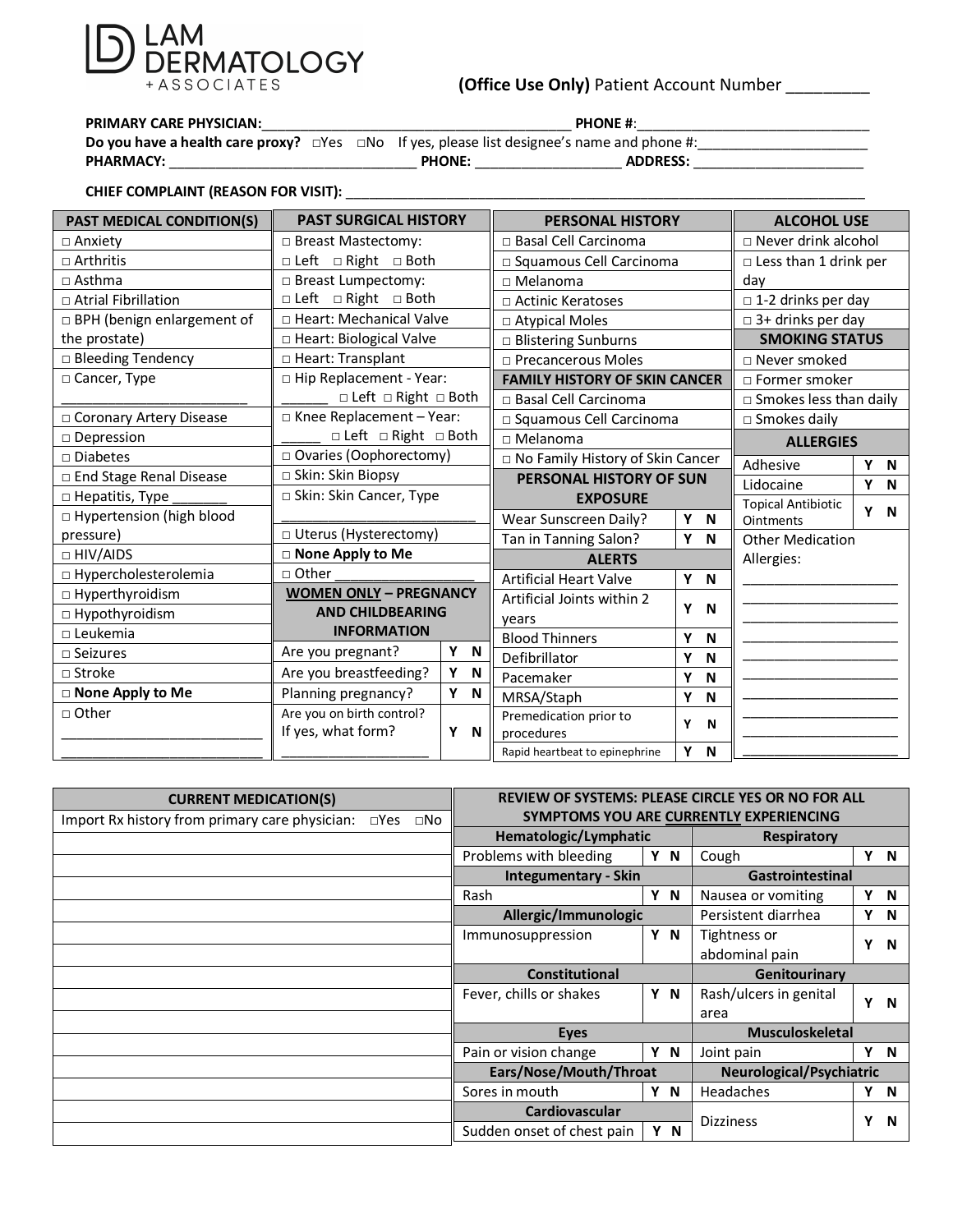LAM DERMATOLOGY + ASSOCIATES

**(Office Use Only)** Patient Account Number _________

**PRIMARY CARE PHYSICIAN:**___________________________________________ **PHONE #**:_______________________________

**Do you have a health care proxy?** □Yes □No If yes, please list designee's name and phone #:_______________________

**PHARMACY:** _________________________________ **PHONE:** ___________________ **ADDRESS:** _______________________

**CHIEF COMPLAINT (REASON FOR VISIT):** _______________________________________________________________________

| PAST MEDICAL CONDITION(S) |
|---|
| □ Anxiety |
| □ Arthritis |
| □ Asthma |
| □ Atrial Fibrillation |
| □ BPH (benign enlargement of the prostate) |
| □ Bleeding Tendency |
| □ Cancer, Type ________________________ |
| □ Coronary Artery Disease |
| □ Depression |
| □ Diabetes |
| □ End Stage Renal Disease |
| □ Hepatitis, Type _______ |
| □ Hypertension (high blood pressure) |
| □ HIV/AIDS |
| □ Hypercholesterolemia |
| □ Hyperthyroidism |
| □ Hypothyroidism |
| □ Leukemia |
| □ Seizures |
| □ Stroke |
| □ **None Apply to Me** |
| □ Other __________________________ __________________________ |

| PAST SURGICAL HISTORY | |
|---|---|
| □ Breast Mastectomy: □ Left □ Right □ Both | |
| □ Breast Lumpectomy: □ Left □ Right □ Both | |
| □ Heart: Mechanical Valve | |
| □ Heart: Biological Valve | |
| □ Heart: Transplant | |
| □ Hip Replacement - Year: ______ □ Left □ Right □ Both | |
| □ Knee Replacement – Year: _____ □ Left □ Right □ Both | |
| □ Ovaries (Oophorectomy) | |
| □ Skin: Skin Biopsy | |
| □ Skin: Skin Cancer, Type _________________________ | |
| □ Uterus (Hysterectomy) | |
| □ **None Apply to Me** | |
| □ Other __________________ | |
| **WOMEN ONLY – PREGNANCY AND CHILDBEARING INFORMATION** | |
| Are you pregnant? | Y N |
| Are you breastfeeding? | Y N |
| Planning pregnancy? | Y N |
| Are you on birth control? If yes, what form? ___________________ | Y N |

| PERSONAL HISTORY | |
|---|---|
| □ Basal Cell Carcinoma | |
| □ Squamous Cell Carcinoma | |
| □ Melanoma | |
| □ Actinic Keratoses | |
| □ Atypical Moles | |
| □ Blistering Sunburns | |
| □ Precancerous Moles | |
| **FAMILY HISTORY OF SKIN CANCER** | |
| □ Basal Cell Carcinoma | |
| □ Squamous Cell Carcinoma | |
| □ Melanoma | |
| □ No Family History of Skin Cancer | |
| **PERSONAL HISTORY OF SUN EXPOSURE** | |
| Wear Sunscreen Daily? | Y N |
| Tan in Tanning Salon? | Y N |
| **ALERTS** | |
| Artificial Heart Valve | Y N |
| Artificial Joints within 2 years | Y N |
| Blood Thinners | Y N |
| Defibrillator | Y N |
| Pacemaker | Y N |
| MRSA/Staph | Y N |
| Premedication prior to procedures | Y N |
| Rapid heartbeat to epinephrine | Y N |

| ALCOHOL USE | |
|---|---|
| □ Never drink alcohol | |
| □ Less than 1 drink per day | |
| □ 1-2 drinks per day | |
| □ 3+ drinks per day | |
| **SMOKING STATUS** | |
| □ Never smoked | |
| □ Former smoker | |
| □ Smokes less than daily | |
| □ Smokes daily | |
| **ALLERGIES** | |
| Adhesive | Y N |
| Lidocaine | Y N |
| Topical Antibiotic Ointments | Y N |
| Other Medication Allergies: ____________________ ____________________ ____________________ ____________________ ____________________ ____________________ ____________________ ____________________ ____________________ ____________________ | |

| CURRENT MEDICATION(S) |
|---|
| Import Rx history from primary care physician: □Yes □No |
| |
| |
| |
| |
| |
| |
| |
| |
| |
| |
| |
| |
| |
| |

| REVIEW OF SYSTEMS: PLEASE CIRCLE YES OR NO FOR ALL SYMPTOMS YOU ARE CURRENTLY EXPERIENCING | | | |
|---|---|---|---|
| **Hematologic/Lymphatic** | | **Respiratory** | |
| Problems with bleeding | Y N | Cough | Y N |
| **Integumentary - Skin** | | **Gastrointestinal** | |
| Rash | Y N | Nausea or vomiting | Y N |
| **Allergic/Immunologic** | | Persistent diarrhea | Y N |
| Immunosuppression | Y N | Tightness or abdominal pain | Y N |
| **Constitutional** | | **Genitourinary** | |
| Fever, chills or shakes | Y N | Rash/ulcers in genital area | Y N |
| **Eyes** | | **Musculoskeletal** | |
| Pain or vision change | Y N | Joint pain | Y N |
| **Ears/Nose/Mouth/Throat** | | **Neurological/Psychiatric** | |
| Sores in mouth | Y N | Headaches | Y N |
| **Cardiovascular** | | Dizziness | Y N |
| Sudden onset of chest pain | Y N | | |